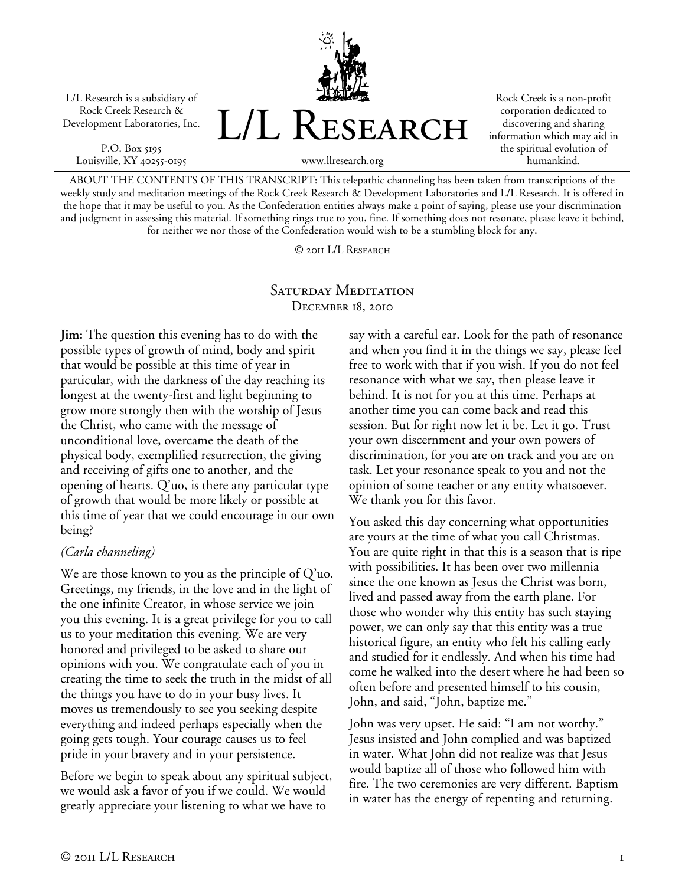L/L Research is a subsidiary of Rock Creek Research & Development Laboratories, Inc.

P.O. Box 5195
Louisville, KY 40255-0195

# L/L Research

www.llresearch.org

Rock Creek is a non-profit corporation dedicated to discovering and sharing information which may aid in the spiritual evolution of humankind.

ABOUT THE CONTENTS OF THIS TRANSCRIPT: This telepathic channeling has been taken from transcriptions of the weekly study and meditation meetings of the Rock Creek Research & Development Laboratories and L/L Research. It is offered in the hope that it may be useful to you. As the Confederation entities always make a point of saying, please use your discrimination and judgment in assessing this material. If something rings true to you, fine. If something does not resonate, please leave it behind, for neither we nor those of the Confederation would wish to be a stumbling block for any.

© 2011 L/L Research

## Saturday Meditation
### December 18, 2010

**Jim:** The question this evening has to do with the possible types of growth of mind, body and spirit that would be possible at this time of year in particular, with the darkness of the day reaching its longest at the twenty-first and light beginning to grow more strongly then with the worship of Jesus the Christ, who came with the message of unconditional love, overcame the death of the physical body, exemplified resurrection, the giving and receiving of gifts one to another, and the opening of hearts. Q'uo, is there any particular type of growth that would be more likely or possible at this time of year that we could encourage in our own being?

*(Carla channeling)*

We are those known to you as the principle of Q'uo. Greetings, my friends, in the love and in the light of the one infinite Creator, in whose service we join you this evening. It is a great privilege for you to call us to your meditation this evening. We are very honored and privileged to be asked to share our opinions with you. We congratulate each of you in creating the time to seek the truth in the midst of all the things you have to do in your busy lives. It moves us tremendously to see you seeking despite everything and indeed perhaps especially when the going gets tough. Your courage causes us to feel pride in your bravery and in your persistence.

Before we begin to speak about any spiritual subject, we would ask a favor of you if we could. We would greatly appreciate your listening to what we have to say with a careful ear. Look for the path of resonance and when you find it in the things we say, please feel free to work with that if you wish. If you do not feel resonance with what we say, then please leave it behind. It is not for you at this time. Perhaps at another time you can come back and read this session. But for right now let it be. Let it go. Trust your own discernment and your own powers of discrimination, for you are on track and you are on task. Let your resonance speak to you and not the opinion of some teacher or any entity whatsoever. We thank you for this favor.

You asked this day concerning what opportunities are yours at the time of what you call Christmas. You are quite right in that this is a season that is ripe with possibilities. It has been over two millennia since the one known as Jesus the Christ was born, lived and passed away from the earth plane. For those who wonder why this entity has such staying power, we can only say that this entity was a true historical figure, an entity who felt his calling early and studied for it endlessly. And when his time had come he walked into the desert where he had been so often before and presented himself to his cousin, John, and said, "John, baptize me."

John was very upset. He said: "I am not worthy." Jesus insisted and John complied and was baptized in water. What John did not realize was that Jesus would baptize all of those who followed him with fire. The two ceremonies are very different. Baptism in water has the energy of repenting and returning.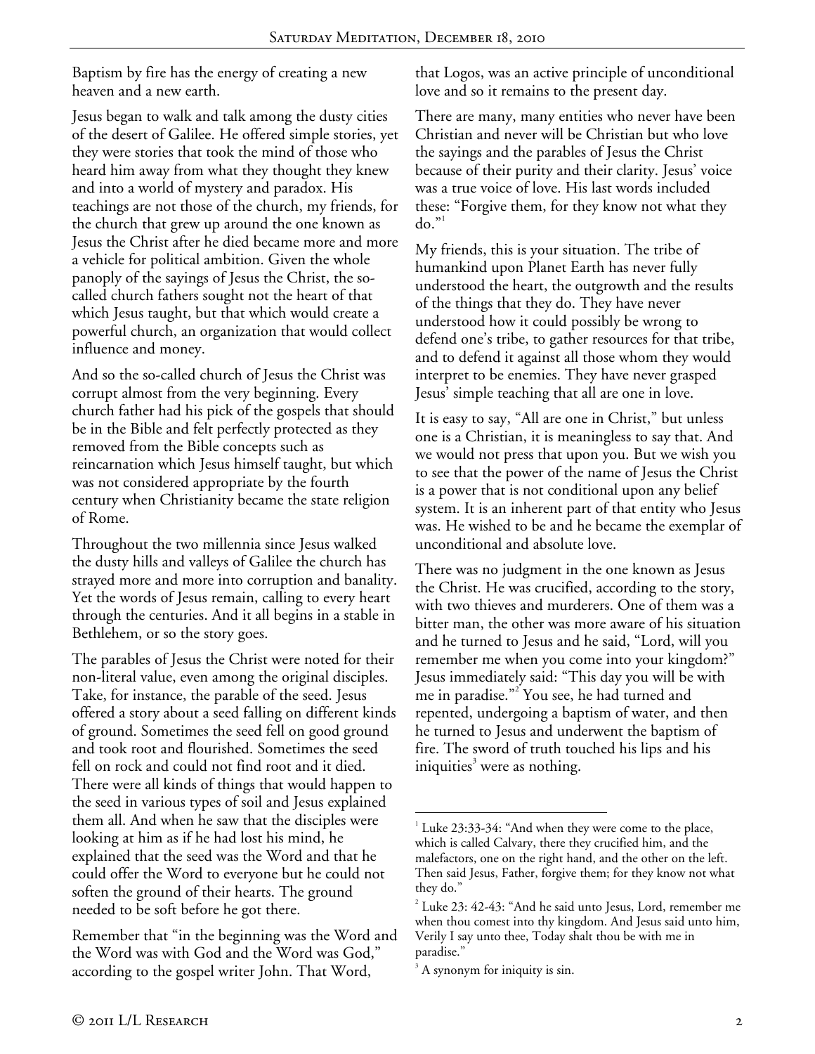Baptism by fire has the energy of creating a new heaven and a new earth.

Jesus began to walk and talk among the dusty cities of the desert of Galilee. He offered simple stories, yet they were stories that took the mind of those who heard him away from what they thought they knew and into a world of mystery and paradox. His teachings are not those of the church, my friends, for the church that grew up around the one known as Jesus the Christ after he died became more and more a vehicle for political ambition. Given the whole panoply of the sayings of Jesus the Christ, the so-called church fathers sought not the heart of that which Jesus taught, but that which would create a powerful church, an organization that would collect influence and money.

And so the so-called church of Jesus the Christ was corrupt almost from the very beginning. Every church father had his pick of the gospels that should be in the Bible and felt perfectly protected as they removed from the Bible concepts such as reincarnation which Jesus himself taught, but which was not considered appropriate by the fourth century when Christianity became the state religion of Rome.

Throughout the two millennia since Jesus walked the dusty hills and valleys of Galilee the church has strayed more and more into corruption and banality. Yet the words of Jesus remain, calling to every heart through the centuries. And it all begins in a stable in Bethlehem, or so the story goes.

The parables of Jesus the Christ were noted for their non-literal value, even among the original disciples. Take, for instance, the parable of the seed. Jesus offered a story about a seed falling on different kinds of ground. Sometimes the seed fell on good ground and took root and flourished. Sometimes the seed fell on rock and could not find root and it died. There were all kinds of things that would happen to the seed in various types of soil and Jesus explained them all. And when he saw that the disciples were looking at him as if he had lost his mind, he explained that the seed was the Word and that he could offer the Word to everyone but he could not soften the ground of their hearts. The ground needed to be soft before he got there.

Remember that "in the beginning was the Word and the Word was with God and the Word was God," according to the gospel writer John. That Word, that Logos, was an active principle of unconditional love and so it remains to the present day.

There are many, many entities who never have been Christian and never will be Christian but who love the sayings and the parables of Jesus the Christ because of their purity and their clarity. Jesus' voice was a true voice of love. His last words included these: "Forgive them, for they know not what they do."[1]

My friends, this is your situation. The tribe of humankind upon Planet Earth has never fully understood the heart, the outgrowth and the results of the things that they do. They have never understood how it could possibly be wrong to defend one's tribe, to gather resources for that tribe, and to defend it against all those whom they would interpret to be enemies. They have never grasped Jesus' simple teaching that all are one in love.

It is easy to say, "All are one in Christ," but unless one is a Christian, it is meaningless to say that. And we would not press that upon you. But we wish you to see that the power of the name of Jesus the Christ is a power that is not conditional upon any belief system. It is an inherent part of that entity who Jesus was. He wished to be and he became the exemplar of unconditional and absolute love.

There was no judgment in the one known as Jesus the Christ. He was crucified, according to the story, with two thieves and murderers. One of them was a bitter man, the other was more aware of his situation and he turned to Jesus and he said, "Lord, will you remember me when you come into your kingdom?" Jesus immediately said: "This day you will be with me in paradise."[2] You see, he had turned and repented, undergoing a baptism of water, and then he turned to Jesus and underwent the baptism of fire. The sword of truth touched his lips and his iniquities[3] were as nothing.

---

[1] Luke 23:33-34: "And when they were come to the place, which is called Calvary, there they crucified him, and the malefactors, one on the right hand, and the other on the left. Then said Jesus, Father, forgive them; for they know not what they do."

[2] Luke 23: 42-43: "And he said unto Jesus, Lord, remember me when thou comest into thy kingdom. And Jesus said unto him, Verily I say unto thee, Today shalt thou be with me in paradise."

[3] A synonym for iniquity is sin.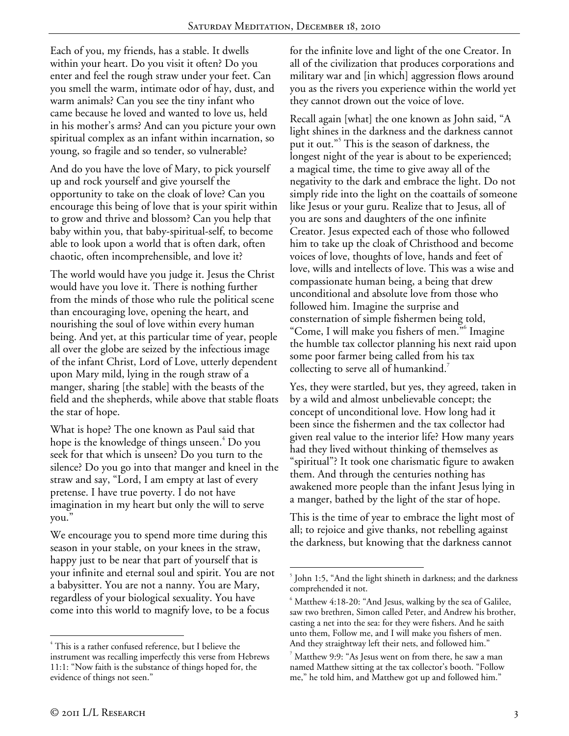Each of you, my friends, has a stable. It dwells within your heart. Do you visit it often? Do you enter and feel the rough straw under your feet. Can you smell the warm, intimate odor of hay, dust, and warm animals? Can you see the tiny infant who came because he loved and wanted to love us, held in his mother's arms? And can you picture your own spiritual complex as an infant within incarnation, so young, so fragile and so tender, so vulnerable?

And do you have the love of Mary, to pick yourself up and rock yourself and give yourself the opportunity to take on the cloak of love? Can you encourage this being of love that is your spirit within to grow and thrive and blossom? Can you help that baby within you, that baby-spiritual-self, to become able to look upon a world that is often dark, often chaotic, often incomprehensible, and love it?

The world would have you judge it. Jesus the Christ would have you love it. There is nothing further from the minds of those who rule the political scene than encouraging love, opening the heart, and nourishing the soul of love within every human being. And yet, at this particular time of year, people all over the globe are seized by the infectious image of the infant Christ, Lord of Love, utterly dependent upon Mary mild, lying in the rough straw of a manger, sharing [the stable] with the beasts of the field and the shepherds, while above that stable floats the star of hope.

What is hope? The one known as Paul said that hope is the knowledge of things unseen.[4] Do you seek for that which is unseen? Do you turn to the silence? Do you go into that manger and kneel in the straw and say, "Lord, I am empty at last of every pretense. I have true poverty. I do not have imagination in my heart but only the will to serve you."

We encourage you to spend more time during this season in your stable, on your knees in the straw, happy just to be near that part of yourself that is your infinite and eternal soul and spirit. You are not a babysitter. You are not a nanny. You are Mary, regardless of your biological sexuality. You have come into this world to magnify love, to be a focus for the infinite love and light of the one Creator. In all of the civilization that produces corporations and military war and [in which] aggression flows around you as the rivers you experience within the world yet they cannot drown out the voice of love.

Recall again [what] the one known as John said, "A light shines in the darkness and the darkness cannot put it out."[5] This is the season of darkness, the longest night of the year is about to be experienced; a magical time, the time to give away all of the negativity to the dark and embrace the light. Do not simply ride into the light on the coattails of someone like Jesus or your guru. Realize that to Jesus, all of you are sons and daughters of the one infinite Creator. Jesus expected each of those who followed him to take up the cloak of Christhood and become voices of love, thoughts of love, hands and feet of love, wills and intellects of love. This was a wise and compassionate human being, a being that drew unconditional and absolute love from those who followed him. Imagine the surprise and consternation of simple fishermen being told, "Come, I will make you fishers of men."[6] Imagine the humble tax collector planning his next raid upon some poor farmer being called from his tax collecting to serve all of humankind.[7]

Yes, they were startled, but yes, they agreed, taken in by a wild and almost unbelievable concept; the concept of unconditional love. How long had it been since the fishermen and the tax collector had given real value to the interior life? How many years had they lived without thinking of themselves as "spiritual"? It took one charismatic figure to awaken them. And through the centuries nothing has awakened more people than the infant Jesus lying in a manger, bathed by the light of the star of hope.

This is the time of year to embrace the light most of all; to rejoice and give thanks, not rebelling against the darkness, but knowing that the darkness cannot

---

[4] This is a rather confused reference, but I believe the instrument was recalling imperfectly this verse from Hebrews 11:1: "Now faith is the substance of things hoped for, the evidence of things not seen."

[5] John 1:5, "And the light shineth in darkness; and the darkness comprehended it not.

[6] Matthew 4:18-20: "And Jesus, walking by the sea of Galilee, saw two brethren, Simon called Peter, and Andrew his brother, casting a net into the sea: for they were fishers. And he saith unto them, Follow me, and I will make you fishers of men. And they straightway left their nets, and followed him."

[7] Matthew 9:9: "As Jesus went on from there, he saw a man named Matthew sitting at the tax collector's booth. "Follow me," he told him, and Matthew got up and followed him."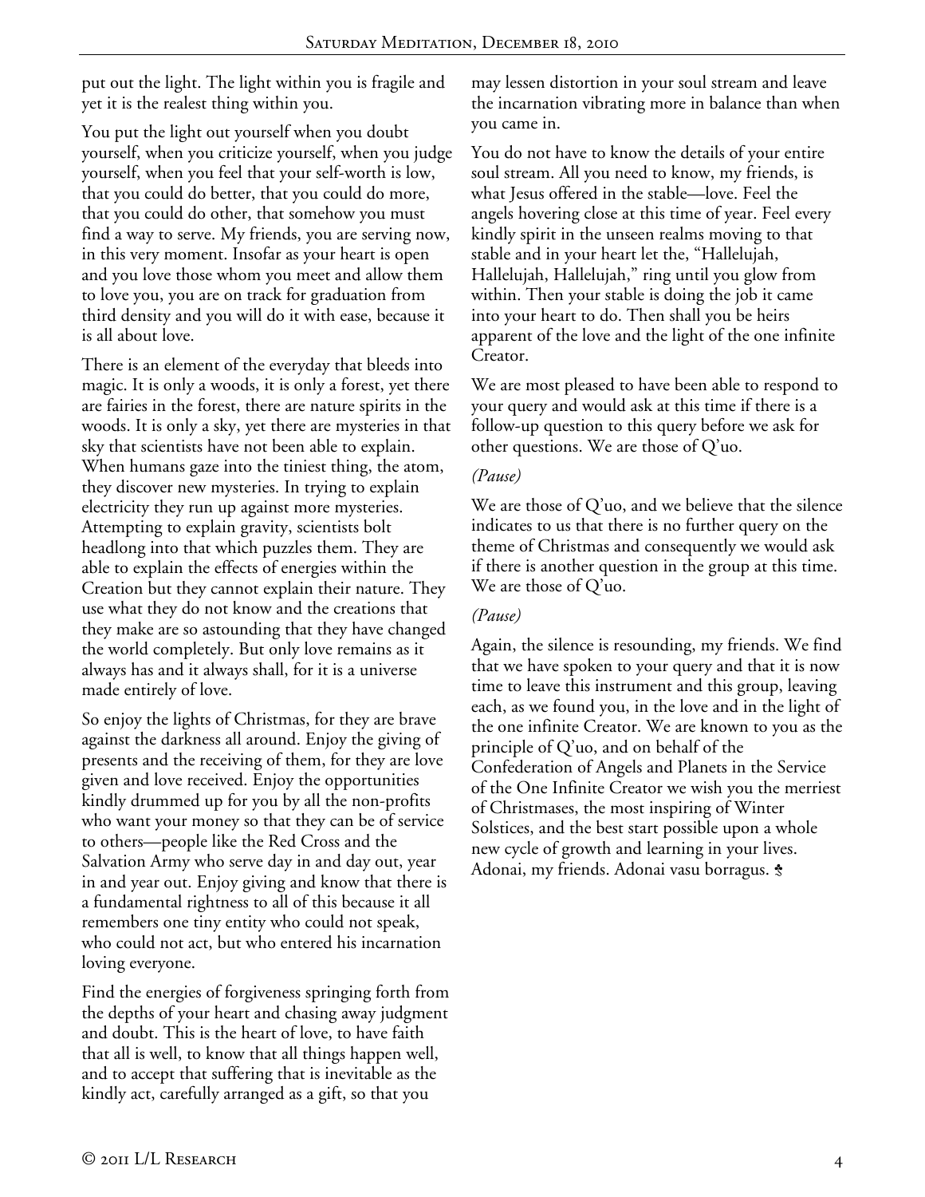put out the light. The light within you is fragile and yet it is the realest thing within you.

You put the light out yourself when you doubt yourself, when you criticize yourself, when you judge yourself, when you feel that your self-worth is low, that you could do better, that you could do more, that you could do other, that somehow you must find a way to serve. My friends, you are serving now, in this very moment. Insofar as your heart is open and you love those whom you meet and allow them to love you, you are on track for graduation from third density and you will do it with ease, because it is all about love.

There is an element of the everyday that bleeds into magic. It is only a woods, it is only a forest, yet there are fairies in the forest, there are nature spirits in the woods. It is only a sky, yet there are mysteries in that sky that scientists have not been able to explain. When humans gaze into the tiniest thing, the atom, they discover new mysteries. In trying to explain electricity they run up against more mysteries. Attempting to explain gravity, scientists bolt headlong into that which puzzles them. They are able to explain the effects of energies within the Creation but they cannot explain their nature. They use what they do not know and the creations that they make are so astounding that they have changed the world completely. But only love remains as it always has and it always shall, for it is a universe made entirely of love.

So enjoy the lights of Christmas, for they are brave against the darkness all around. Enjoy the giving of presents and the receiving of them, for they are love given and love received. Enjoy the opportunities kindly drummed up for you by all the non-profits who want your money so that they can be of service to others—people like the Red Cross and the Salvation Army who serve day in and day out, year in and year out. Enjoy giving and know that there is a fundamental rightness to all of this because it all remembers one tiny entity who could not speak, who could not act, but who entered his incarnation loving everyone.

Find the energies of forgiveness springing forth from the depths of your heart and chasing away judgment and doubt. This is the heart of love, to have faith that all is well, to know that all things happen well, and to accept that suffering that is inevitable as the kindly act, carefully arranged as a gift, so that you may lessen distortion in your soul stream and leave the incarnation vibrating more in balance than when you came in.

You do not have to know the details of your entire soul stream. All you need to know, my friends, is what Jesus offered in the stable—love. Feel the angels hovering close at this time of year. Feel every kindly spirit in the unseen realms moving to that stable and in your heart let the, "Hallelujah, Hallelujah, Hallelujah," ring until you glow from within. Then your stable is doing the job it came into your heart to do. Then shall you be heirs apparent of the love and the light of the one infinite Creator.

We are most pleased to have been able to respond to your query and would ask at this time if there is a follow-up question to this query before we ask for other questions. We are those of Q'uo.

*(Pause)*

We are those of Q'uo, and we believe that the silence indicates to us that there is no further query on the theme of Christmas and consequently we would ask if there is another question in the group at this time. We are those of Q'uo.

*(Pause)*

Again, the silence is resounding, my friends. We find that we have spoken to your query and that it is now time to leave this instrument and this group, leaving each, as we found you, in the love and in the light of the one infinite Creator. We are known to you as the principle of Q'uo, and on behalf of the Confederation of Angels and Planets in the Service of the One Infinite Creator we wish you the merriest of Christmases, the most inspiring of Winter Solstices, and the best start possible upon a whole new cycle of growth and learning in your lives. Adonai, my friends. Adonai vasu borragus. ♰

© 2011 L/L Research